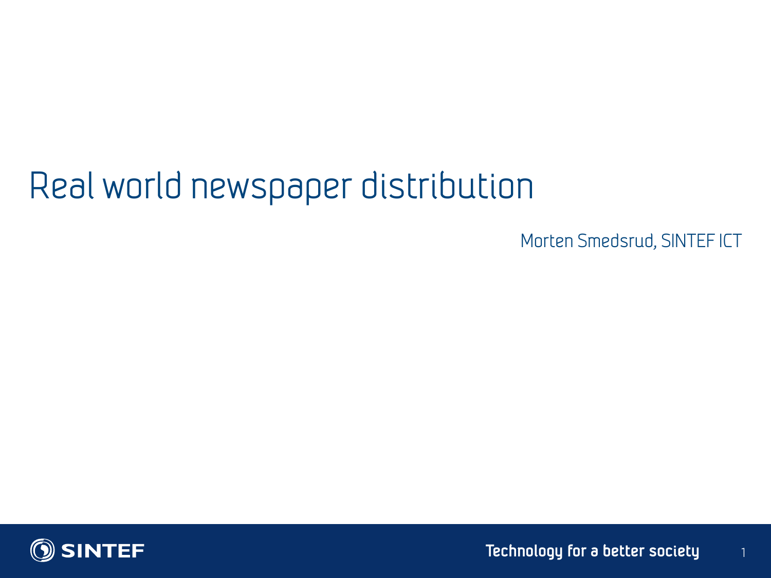# Real world newspaper distribution

Morten Smedsrud, SINTEF ICT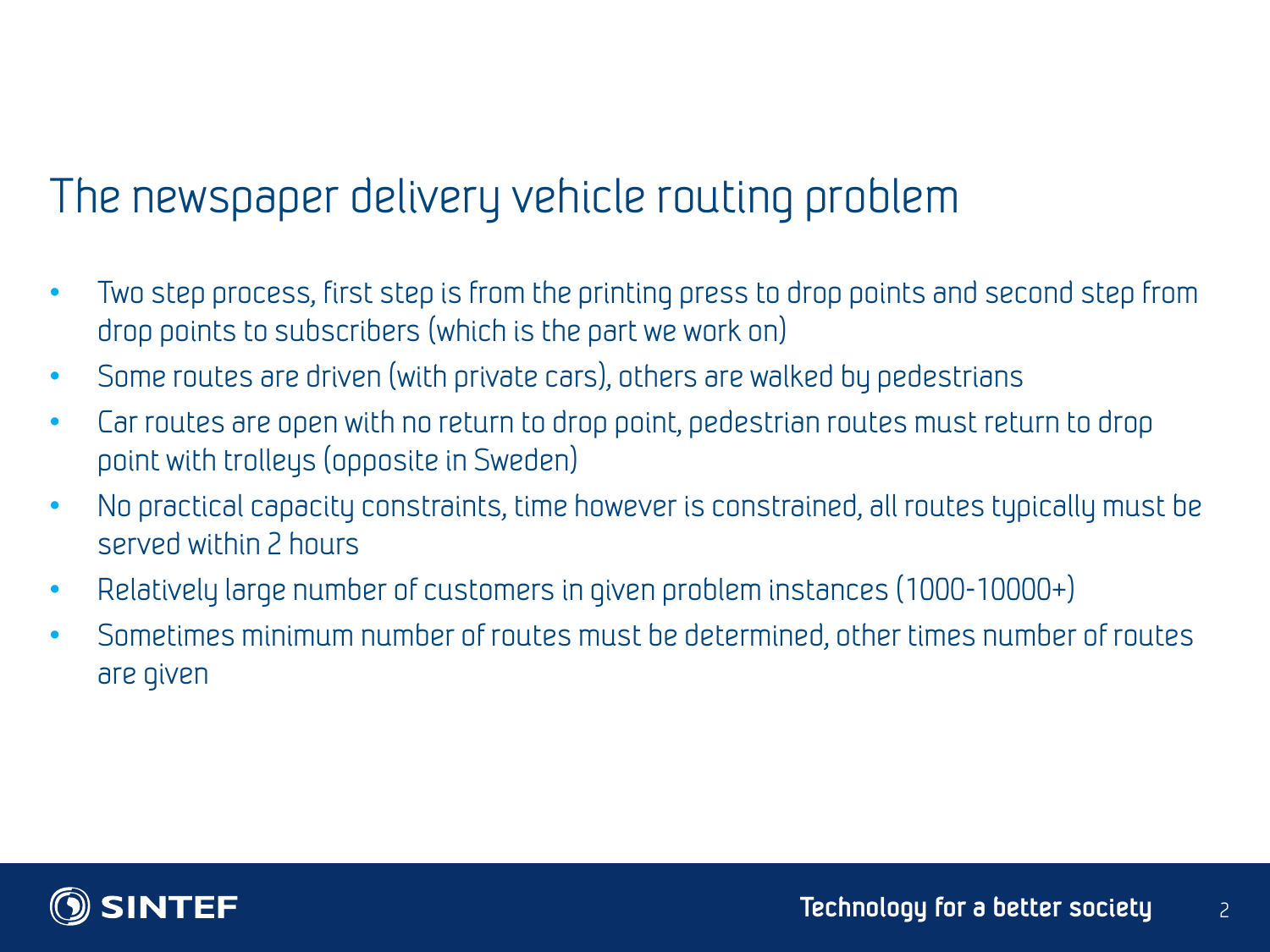# The newspaper delivery vehicle routing problem

- Two step process, first step is from the printing press to drop points and second step from drop points to subscribers (which is the part we work on)
- Some routes are driven (with private cars), others are walked by pedestrians
- Car routes are open with no return to drop point, pedestrian routes must return to drop point with trolleys (opposite in Sweden)
- No practical capacity constraints, time however is constrained, all routes typically must be served within 2 hours
- Relatively large number of customers in given problem instances (1000-10000+)
- Sometimes minimum number of routes must be determined, other times number of routes are given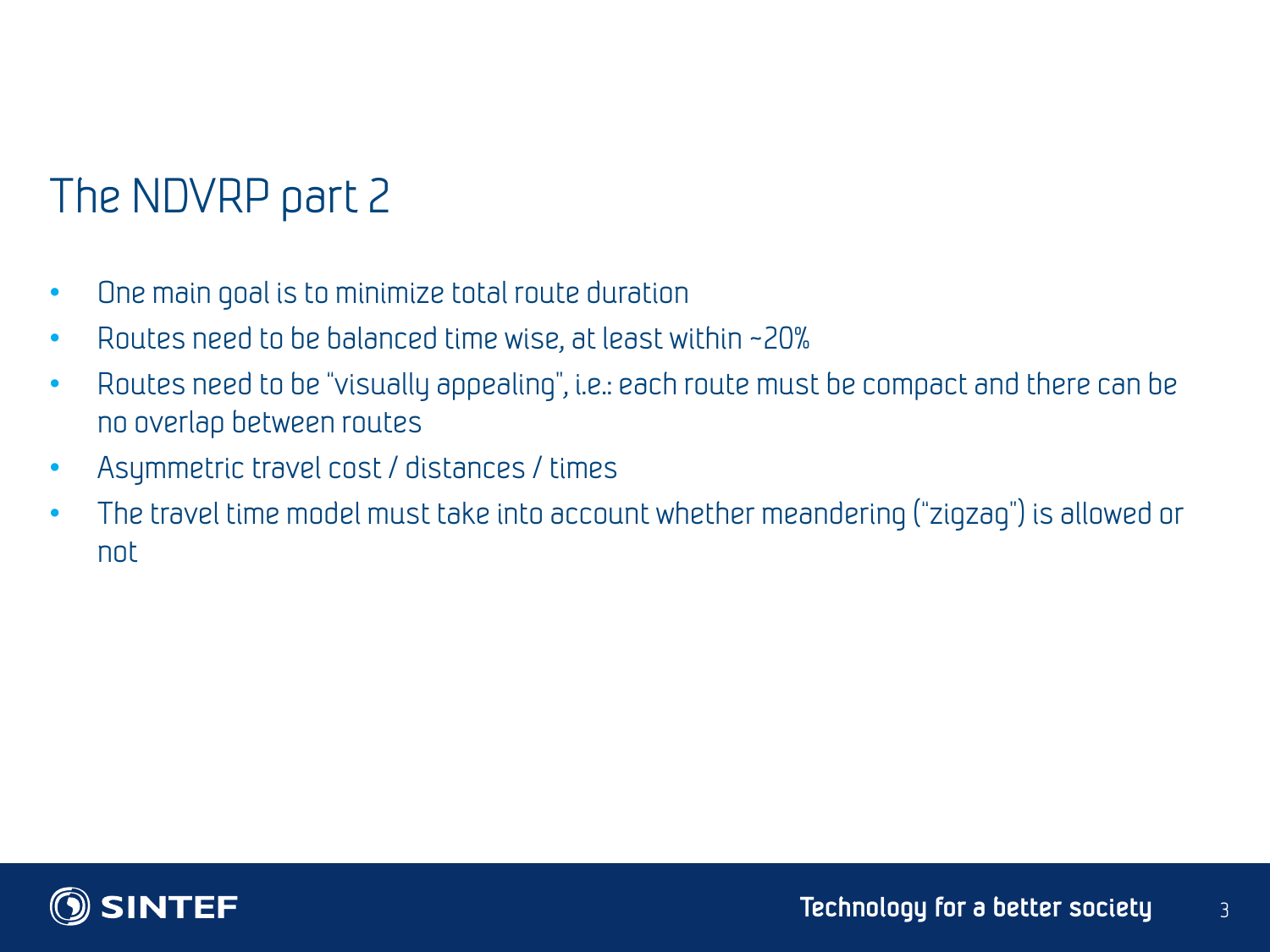# The NDVRP part 2

- One main goal is to minimize total route duration
- Routes need to be balanced time wise, at least within ~20%
- Routes need to be "visually appealing", i.e.: each route must be compact and there can be no overlap between routes
- Asymmetric travel cost / distances / times
- The travel time model must take into account whether meandering ("zigzag") is allowed or not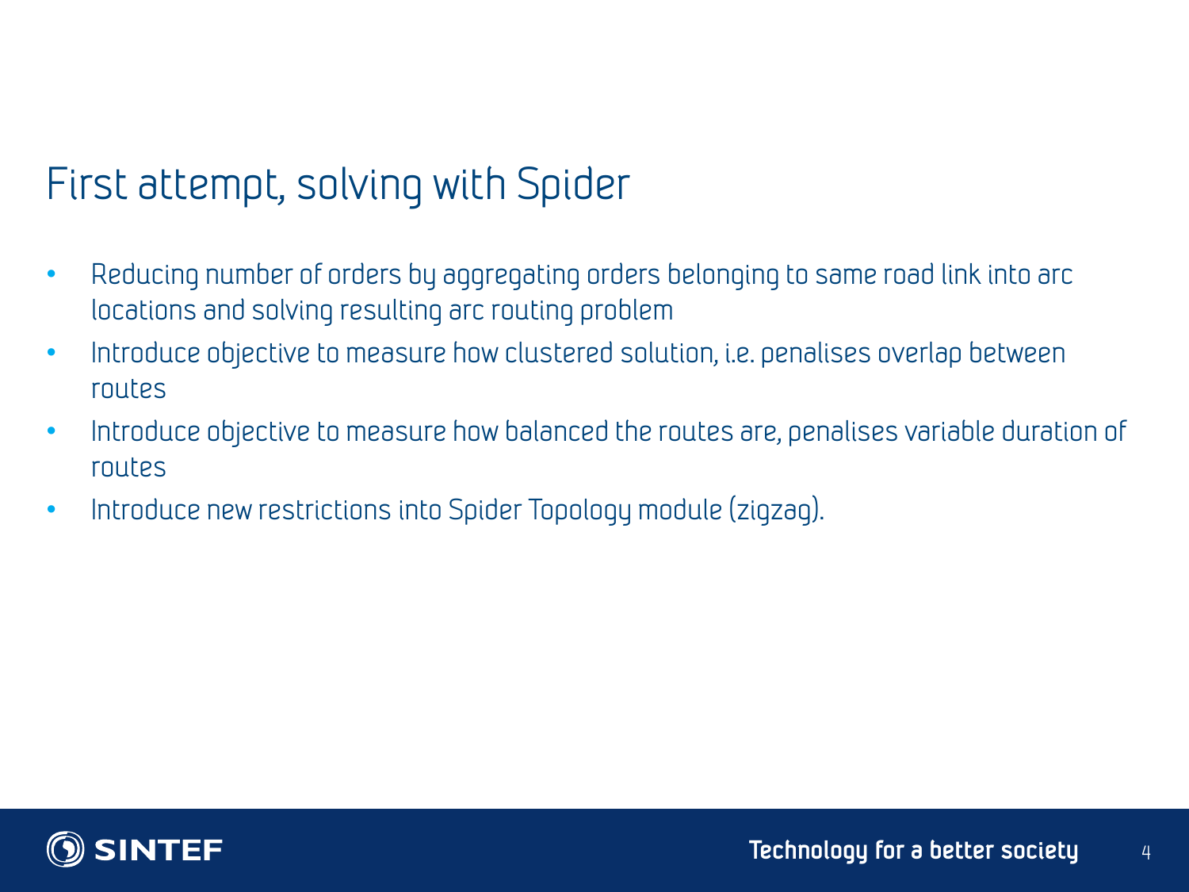# First attempt, solving with Spider

- Reducing number of orders by aggregating orders belonging to same road link into arc locations and solving resulting arc routing problem
- Introduce objective to measure how clustered solution, i.e. penalises overlap between routes
- Introduce objective to measure how balanced the routes are, penalises variable duration of routes
- Introduce new restrictions into Spider Topology module (zigzag).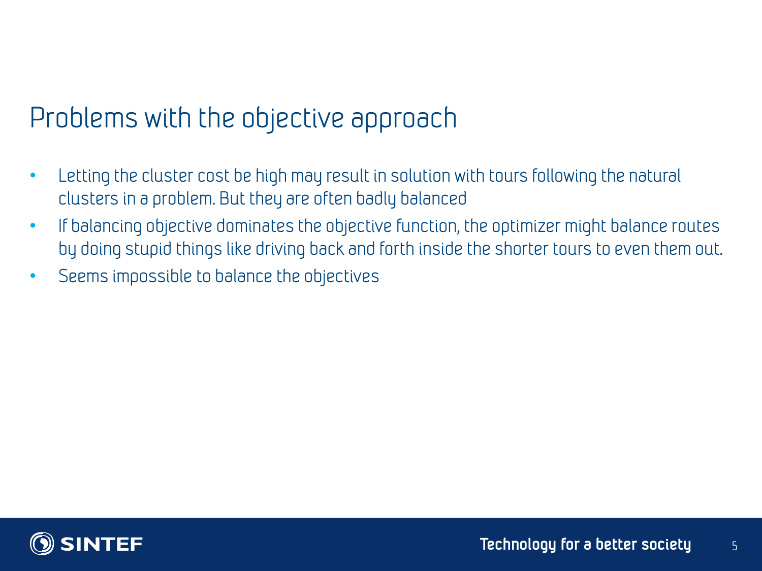# Problems with the objective approach

- Letting the cluster cost be high may result in solution with tours following the natural clusters in a problem. But they are often badly balanced
- If balancing objective dominates the objective function, the optimizer might balance routes by doing stupid things like driving back and forth inside the shorter tours to even them out.
- Seems impossible to balance the objectives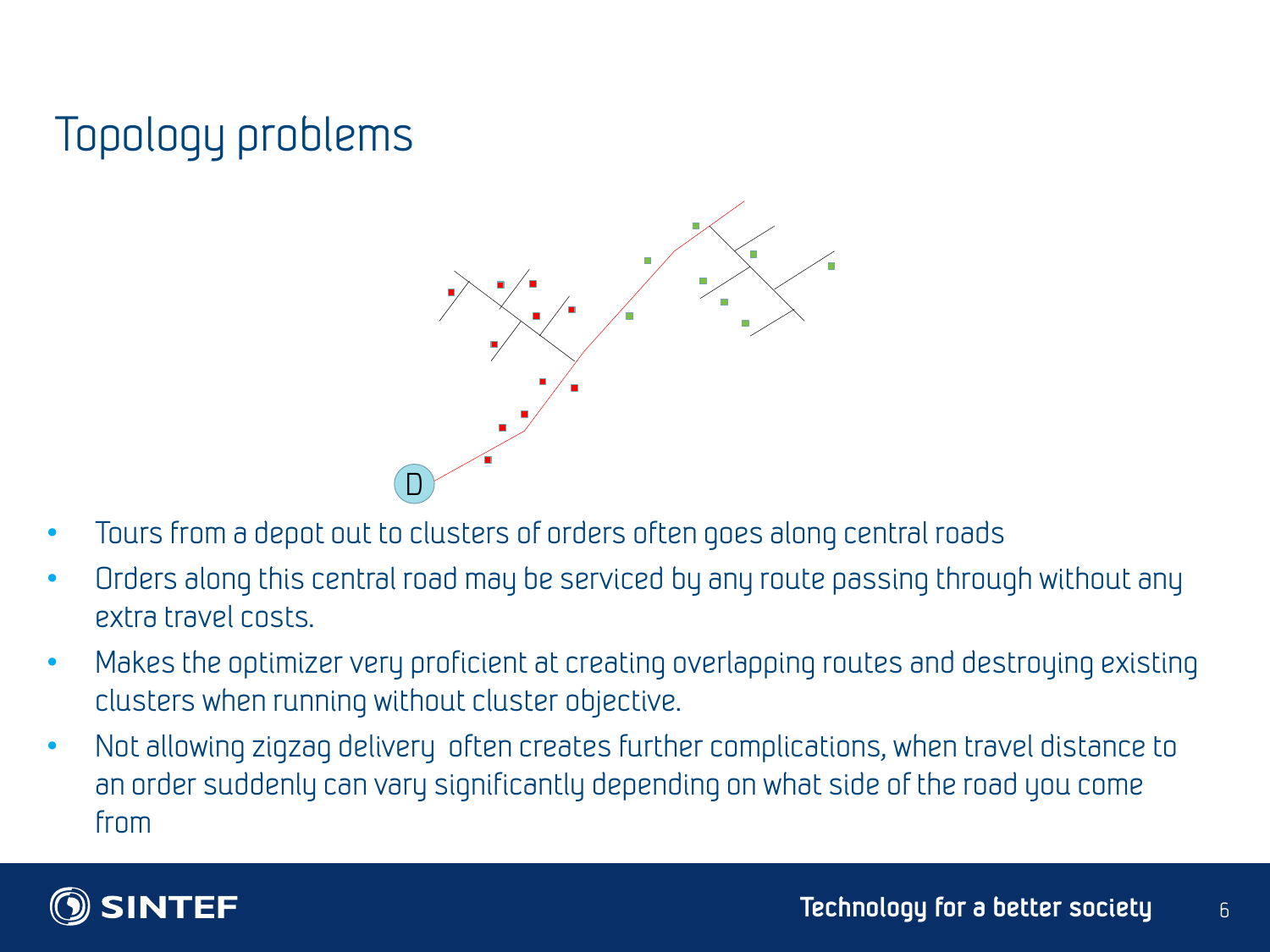# Topology problems

- Tours from a depot out to clusters of orders often goes along central roads
- Orders along this central road may be serviced by any route passing through without any extra travel costs.
- Makes the optimizer very proficient at creating overlapping routes and destroying existing clusters when running without cluster objective.
- Not allowing zigzag delivery  often creates further complications, when travel distance to an order suddenly can vary significantly depending on what side of the road you come from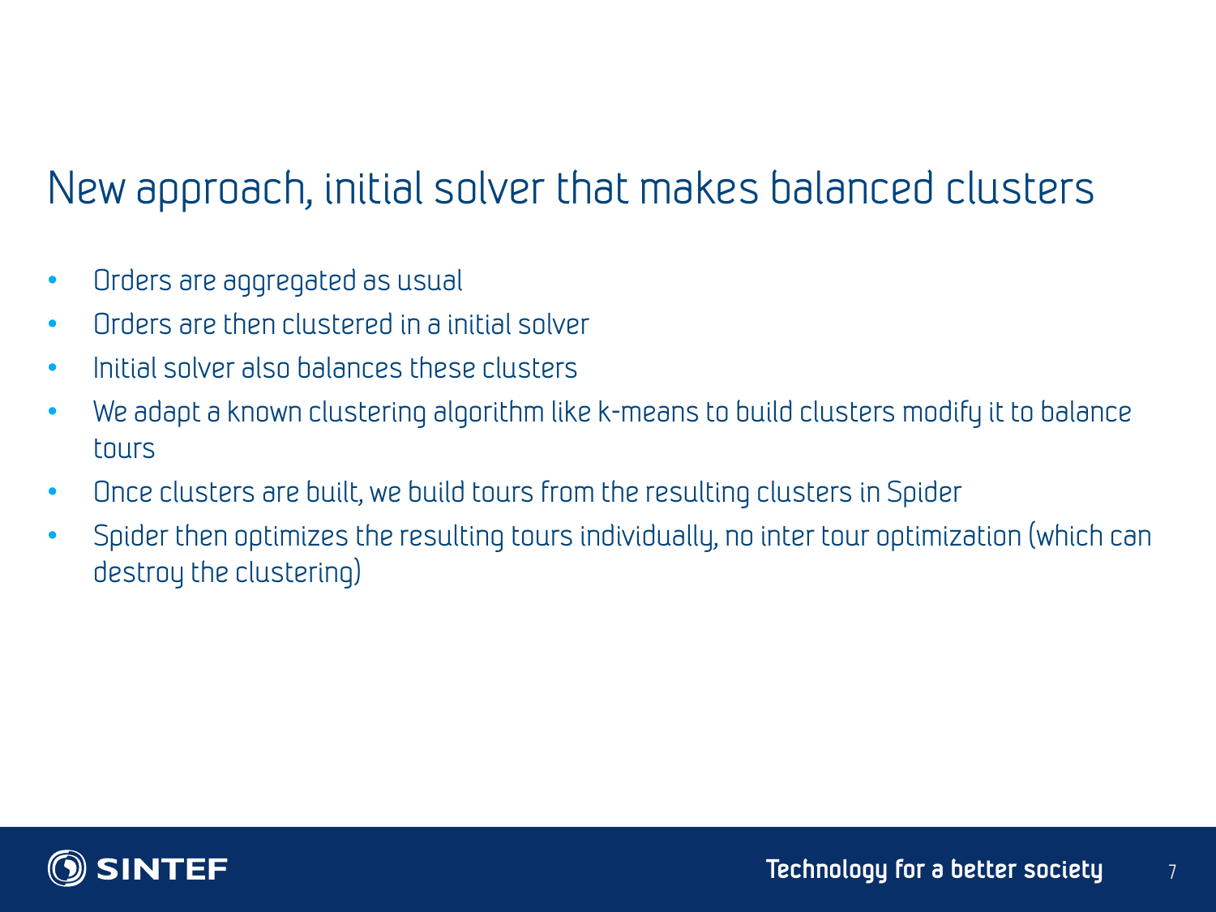# New approach, initial solver that makes balanced clusters

- Orders are aggregated as usual
- Orders are then clustered in a initial solver
- Initial solver also balances these clusters
- We adapt a known clustering algorithm like k-means to build clusters modify it to balance tours
- Once clusters are built, we build tours from the resulting clusters in Spider
- Spider then optimizes the resulting tours individually, no inter tour optimization (which can destroy the clustering)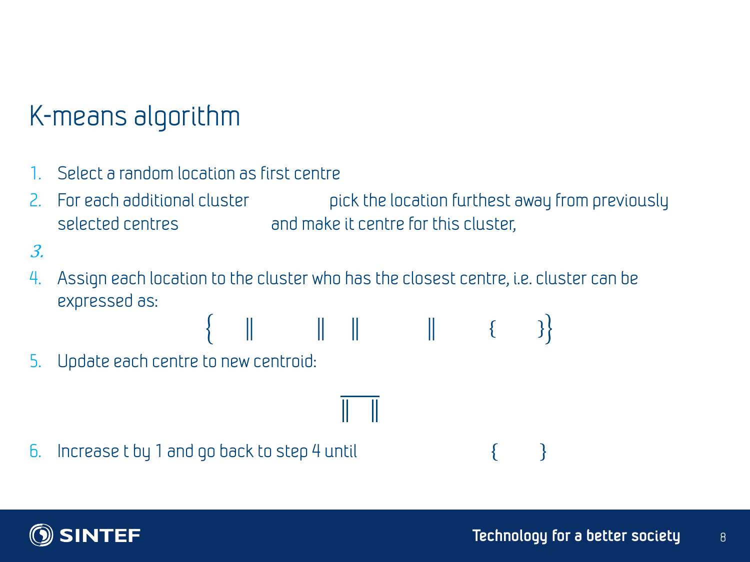# K-means algorithm

1. Select a random location as first centre
2. For each additional cluster pick the location furthest away from previously selected centres and make it centre for this cluster,
3. 
4. Assign each location to the cluster who has the closest centre, i.e. cluster can be expressed as:

$$\{ \quad \| \quad \| \quad \| \quad \| \quad \{ \quad \} \}$$

5. Update each centre to new centroid:

$$\overline{\| \quad \|}$$

6. Increase t by 1 and go back to step 4 until $\{ \quad \}$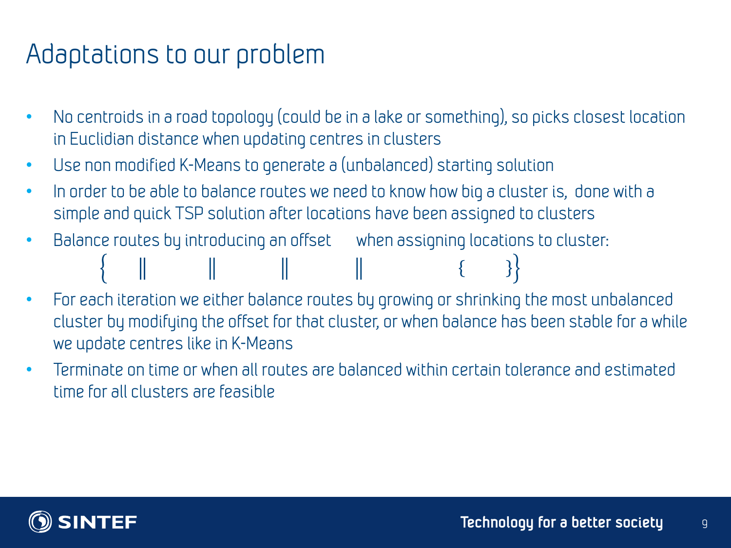# Adaptations to our problem

- No centroids in a road topology (could be in a lake or something), so picks closest location in Euclidian distance when updating centres in clusters
- Use non modified K-Means to generate a (unbalanced) starting solution
- In order to be able to balance routes we need to know how big a cluster is, done with a simple and quick TSP solution after locations have been assigned to clusters
- Balance routes by introducing an offset when assigning locations to cluster:

$$\left\{ \quad \| \quad \quad \| \quad \quad \| \quad \quad \| \quad \quad \quad \{ \quad \} \right\}$$

- For each iteration we either balance routes by growing or shrinking the most unbalanced cluster by modifying the offset for that cluster, or when balance has been stable for a while we update centres like in K-Means
- Terminate on time or when all routes are balanced within certain tolerance and estimated time for all clusters are feasible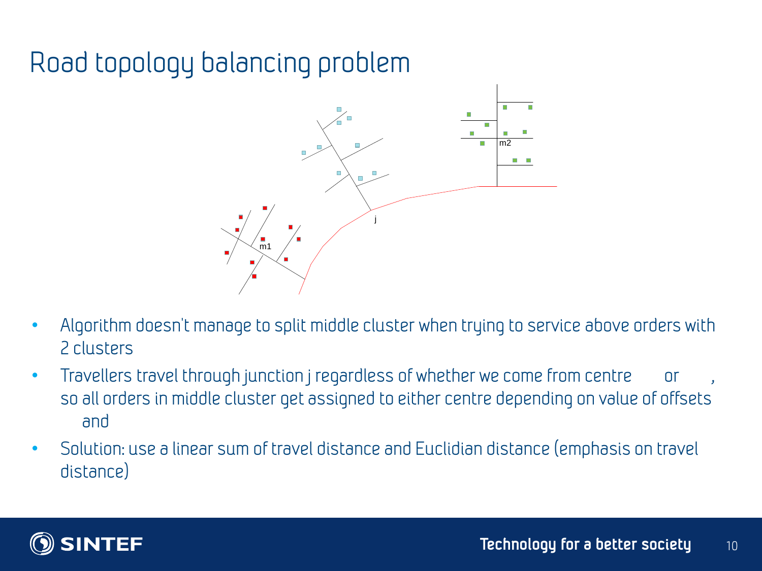# Road topology balancing problem

- Algorithm doesn't manage to split middle cluster when trying to service above orders with 2 clusters
- Travellers travel through junction j regardless of whether we come from centre or , so all orders in middle cluster get assigned to either centre depending on value of offsets and
- Solution: use a linear sum of travel distance and Euclidian distance (emphasis on travel distance)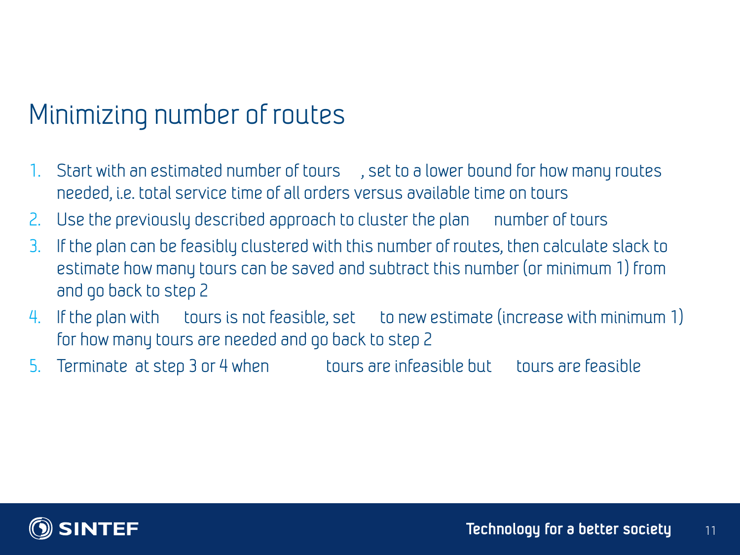# Minimizing number of routes

1. Start with an estimated number of tours , set to a lower bound for how many routes needed, i.e. total service time of all orders versus available time on tours
2. Use the previously described approach to cluster the plan number of tours
3. If the plan can be feasibly clustered with this number of routes, then calculate slack to estimate how many tours can be saved and subtract this number (or minimum 1) from and go back to step 2
4. If the plan with tours is not feasible, set to new estimate (increase with minimum 1) for how many tours are needed and go back to step 2
5. Terminate at step 3 or 4 when tours are infeasible but tours are feasible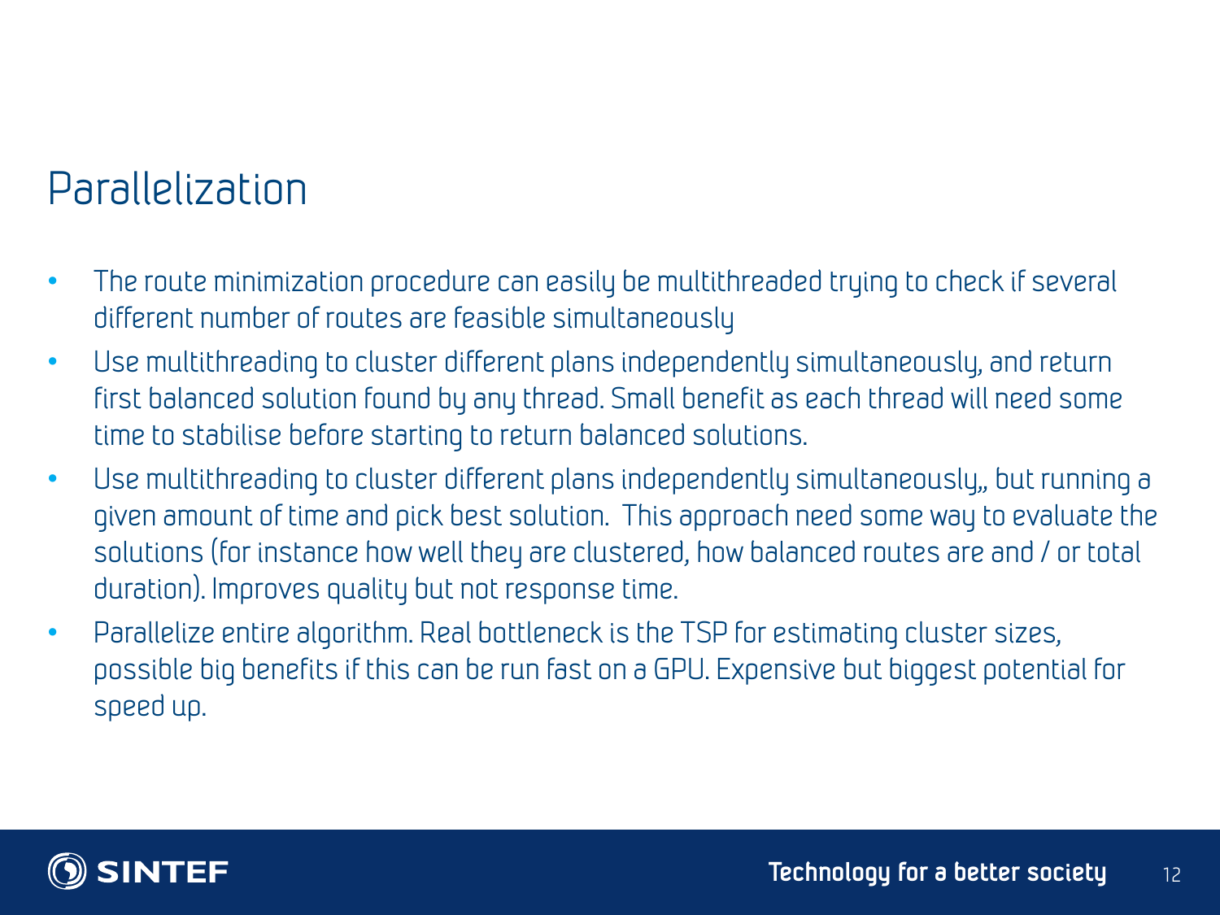# Parallelization

- The route minimization procedure can easily be multithreaded trying to check if several different number of routes are feasible simultaneously
- Use multithreading to cluster different plans independently simultaneously, and return first balanced solution found by any thread. Small benefit as each thread will need some time to stabilise before starting to return balanced solutions.
- Use multithreading to cluster different plans independently simultaneously,, but running a given amount of time and pick best solution. This approach need some way to evaluate the solutions (for instance how well they are clustered, how balanced routes are and / or total duration). Improves quality but not response time.
- Parallelize entire algorithm. Real bottleneck is the TSP for estimating cluster sizes, possible big benefits if this can be run fast on a GPU. Expensive but biggest potential for speed up.